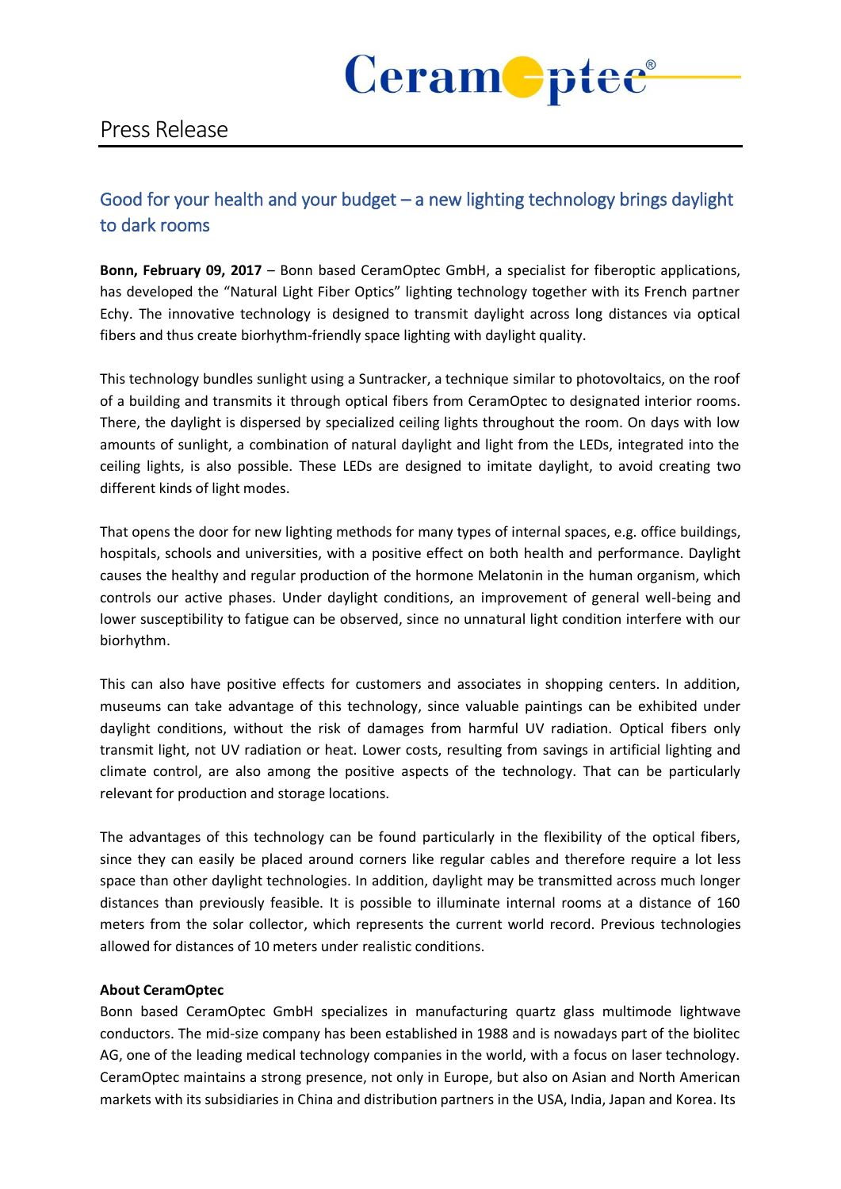# Press Release

## Good for your health and your budget – a new lighting technology brings daylight to dark rooms

**Bonn, February 09, 2017** – Bonn based CeramOptec GmbH, a specialist for fiberoptic applications, has developed the "Natural Light Fiber Optics" lighting technology together with its French partner Echy. The innovative technology is designed to transmit daylight across long distances via optical fibers and thus create biorhythm-friendly space lighting with daylight quality.

This technology bundles sunlight using a Suntracker, a technique similar to photovoltaics, on the roof of a building and transmits it through optical fibers from CeramOptec to designated interior rooms. There, the daylight is dispersed by specialized ceiling lights throughout the room. On days with low amounts of sunlight, a combination of natural daylight and light from the LEDs, integrated into the ceiling lights, is also possible. These LEDs are designed to imitate daylight, to avoid creating two different kinds of light modes.

That opens the door for new lighting methods for many types of internal spaces, e.g. office buildings, hospitals, schools and universities, with a positive effect on both health and performance. Daylight causes the healthy and regular production of the hormone Melatonin in the human organism, which controls our active phases. Under daylight conditions, an improvement of general well-being and lower susceptibility to fatigue can be observed, since no unnatural light condition interfere with our biorhythm.

This can also have positive effects for customers and associates in shopping centers. In addition, museums can take advantage of this technology, since valuable paintings can be exhibited under daylight conditions, without the risk of damages from harmful UV radiation. Optical fibers only transmit light, not UV radiation or heat. Lower costs, resulting from savings in artificial lighting and climate control, are also among the positive aspects of the technology. That can be particularly relevant for production and storage locations.

The advantages of this technology can be found particularly in the flexibility of the optical fibers, since they can easily be placed around corners like regular cables and therefore require a lot less space than other daylight technologies. In addition, daylight may be transmitted across much longer distances than previously feasible. It is possible to illuminate internal rooms at a distance of 160 meters from the solar collector, which represents the current world record. Previous technologies allowed for distances of 10 meters under realistic conditions.

**About CeramOptec**

Bonn based CeramOptec GmbH specializes in manufacturing quartz glass multimode lightwave conductors. The mid-size company has been established in 1988 and is nowadays part of the biolitec AG, one of the leading medical technology companies in the world, with a focus on laser technology. CeramOptec maintains a strong presence, not only in Europe, but also on Asian and North American markets with its subsidiaries in China and distribution partners in the USA, India, Japan and Korea. Its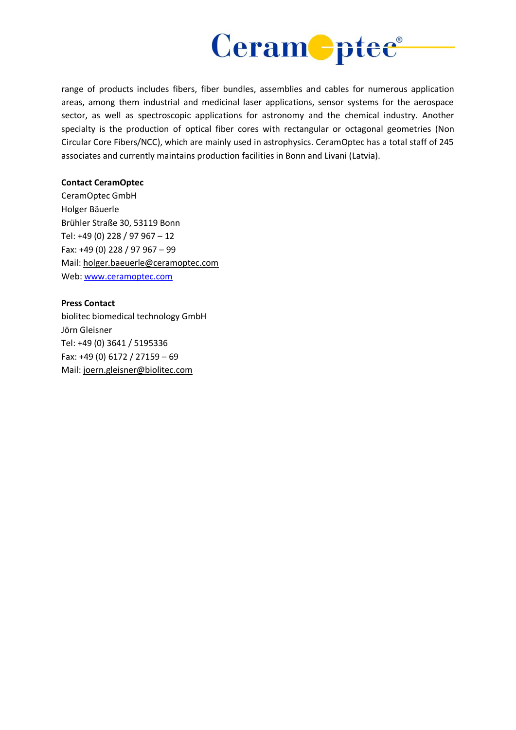range of products includes fibers, fiber bundles, assemblies and cables for numerous application areas, among them industrial and medicinal laser applications, sensor systems for the aerospace sector, as well as spectroscopic applications for astronomy and the chemical industry. Another specialty is the production of optical fiber cores with rectangular or octagonal geometries (Non Circular Core Fibers/NCC), which are mainly used in astrophysics. CeramOptec has a total staff of 245 associates and currently maintains production facilities in Bonn and Livani (Latvia).

**Contact CeramOptec**
CeramOptec GmbH
Holger Bäuerle
Brühler Straße 30, 53119 Bonn
Tel: +49 (0) 228 / 97 967 – 12
Fax: +49 (0) 228 / 97 967 – 99
Mail: holger.baeuerle@ceramoptec.com
Web: www.ceramoptec.com

**Press Contact**
biolitec biomedical technology GmbH
Jörn Gleisner
Tel: +49 (0) 3641 / 5195336
Fax: +49 (0) 6172 / 27159 – 69
Mail: joern.gleisner@biolitec.com